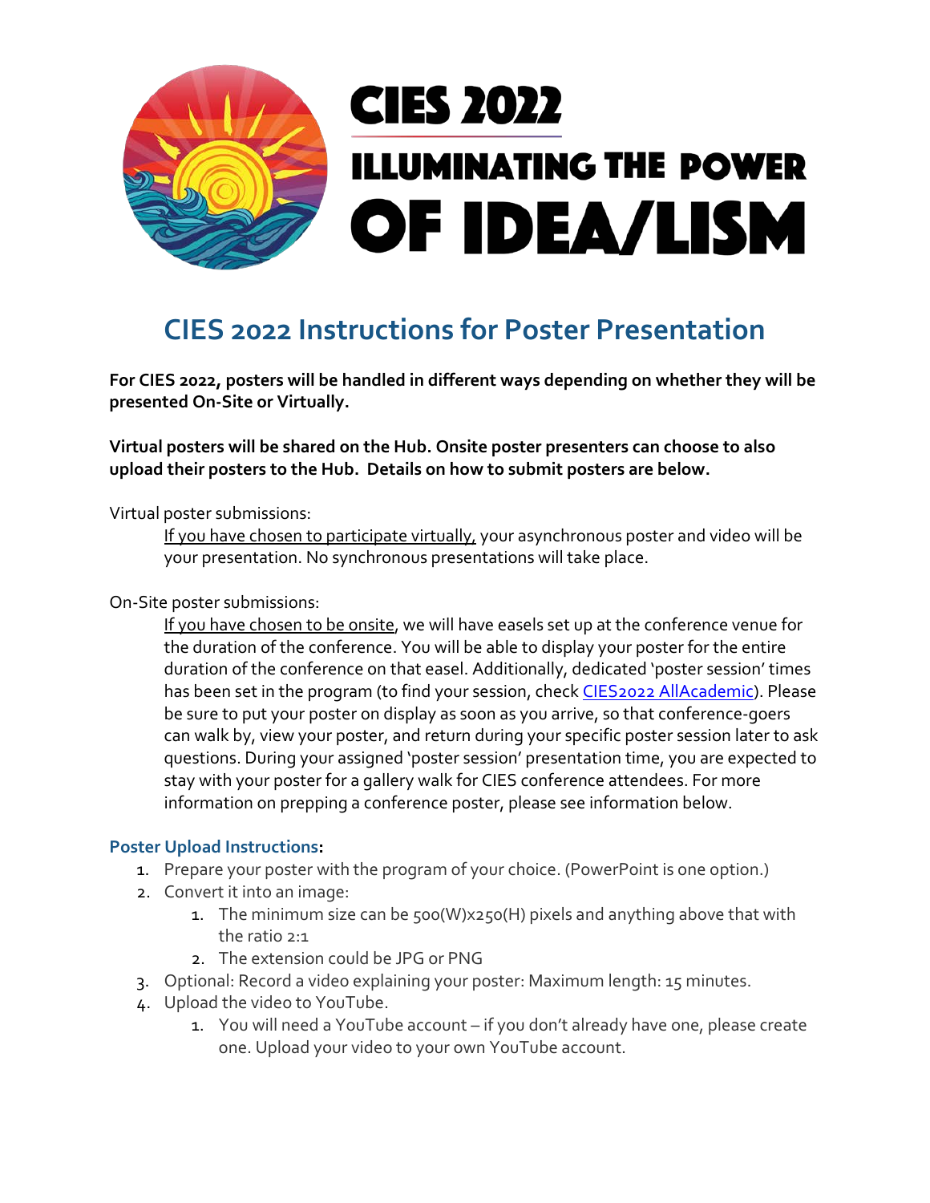# CIES 2022

## ILLUMINATING THE POWER OF IDEA/LISM

## CIES 2022 Instructions for Poster Presentation

**For CIES 2022, posters will be handled in different ways depending on whether they will be presented On-Site or Virtually.**

**Virtual posters will be shared on the Hub. Onsite poster presenters can choose to also upload their posters to the Hub. Details on how to submit posters are below.**

Virtual poster submissions:

> If you have chosen to participate virtually, your asynchronous poster and video will be your presentation. No synchronous presentations will take place.

On-Site poster submissions:

> If you have chosen to be onsite, we will have easels set up at the conference venue for the duration of the conference. You will be able to display your poster for the entire duration of the conference on that easel. Additionally, dedicated 'poster session' times has been set in the program (to find your session, check [CIES2022 AllAcademic]). Please be sure to put your poster on display as soon as you arrive, so that conference-goers can walk by, view your poster, and return during your specific poster session later to ask questions. During your assigned 'poster session' presentation time, you are expected to stay with your poster for a gallery walk for CIES conference attendees. For more information on prepping a conference poster, please see information below.

### Poster Upload Instructions:

1. Prepare your poster with the program of your choice. (PowerPoint is one option.)
2. Convert it into an image:
   1. The minimum size can be 500(W)x250(H) pixels and anything above that with the ratio 2:1
   2. The extension could be JPG or PNG
3. Optional: Record a video explaining your poster: Maximum length: 15 minutes.
4. Upload the video to YouTube.
   1. You will need a YouTube account – if you don't already have one, please create one. Upload your video to your own YouTube account.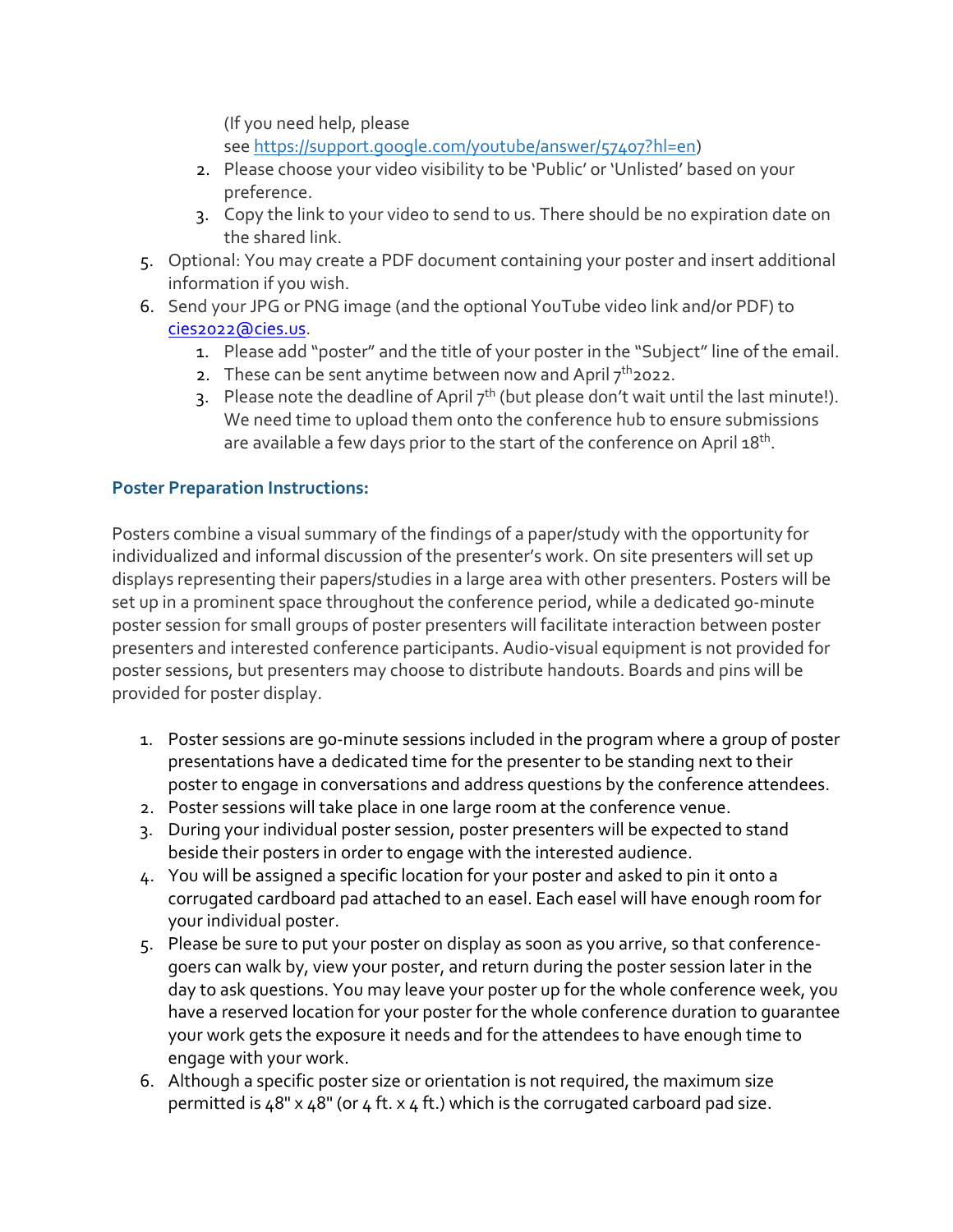(If you need help, please see https://support.google.com/youtube/answer/57407?hl=en)

2. Please choose your video visibility to be 'Public' or 'Unlisted' based on your preference.
3. Copy the link to your video to send to us. There should be no expiration date on the shared link.

5. Optional: You may create a PDF document containing your poster and insert additional information if you wish.
6. Send your JPG or PNG image (and the optional YouTube video link and/or PDF) to cies2022@cies.us.
    1. Please add "poster" and the title of your poster in the "Subject" line of the email.
    2. These can be sent anytime between now and April 7th 2022.
    3. Please note the deadline of April 7th (but please don't wait until the last minute!). We need time to upload them onto the conference hub to ensure submissions are available a few days prior to the start of the conference on April 18th.

### Poster Preparation Instructions:

Posters combine a visual summary of the findings of a paper/study with the opportunity for individualized and informal discussion of the presenter's work. On site presenters will set up displays representing their papers/studies in a large area with other presenters. Posters will be set up in a prominent space throughout the conference period, while a dedicated 90-minute poster session for small groups of poster presenters will facilitate interaction between poster presenters and interested conference participants. Audio-visual equipment is not provided for poster sessions, but presenters may choose to distribute handouts. Boards and pins will be provided for poster display.

1. Poster sessions are 90-minute sessions included in the program where a group of poster presentations have a dedicated time for the presenter to be standing next to their poster to engage in conversations and address questions by the conference attendees.
2. Poster sessions will take place in one large room at the conference venue.
3. During your individual poster session, poster presenters will be expected to stand beside their posters in order to engage with the interested audience.
4. You will be assigned a specific location for your poster and asked to pin it onto a corrugated cardboard pad attached to an easel. Each easel will have enough room for your individual poster.
5. Please be sure to put your poster on display as soon as you arrive, so that conference-goers can walk by, view your poster, and return during the poster session later in the day to ask questions. You may leave your poster up for the whole conference week, you have a reserved location for your poster for the whole conference duration to guarantee your work gets the exposure it needs and for the attendees to have enough time to engage with your work.
6. Although a specific poster size or orientation is not required, the maximum size permitted is 48" x 48" (or 4 ft. x 4 ft.) which is the corrugated carboard pad size.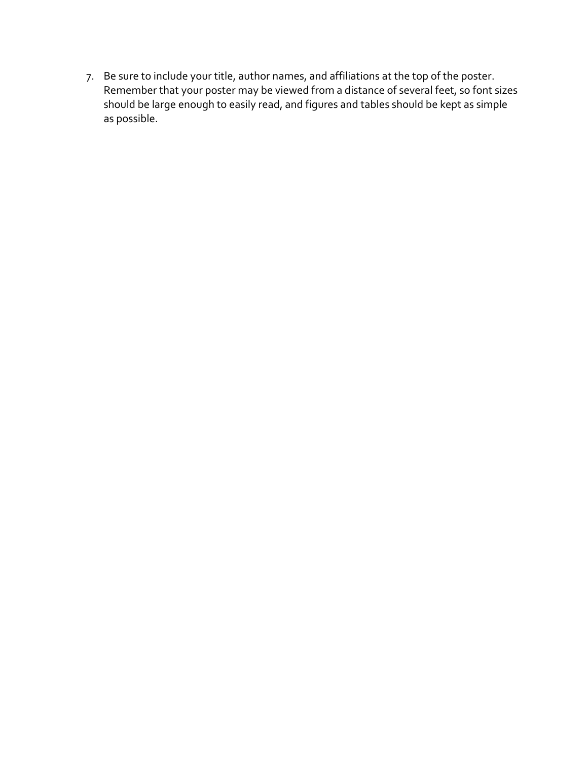7. Be sure to include your title, author names, and affiliations at the top of the poster. Remember that your poster may be viewed from a distance of several feet, so font sizes should be large enough to easily read, and figures and tables should be kept as simple as possible.